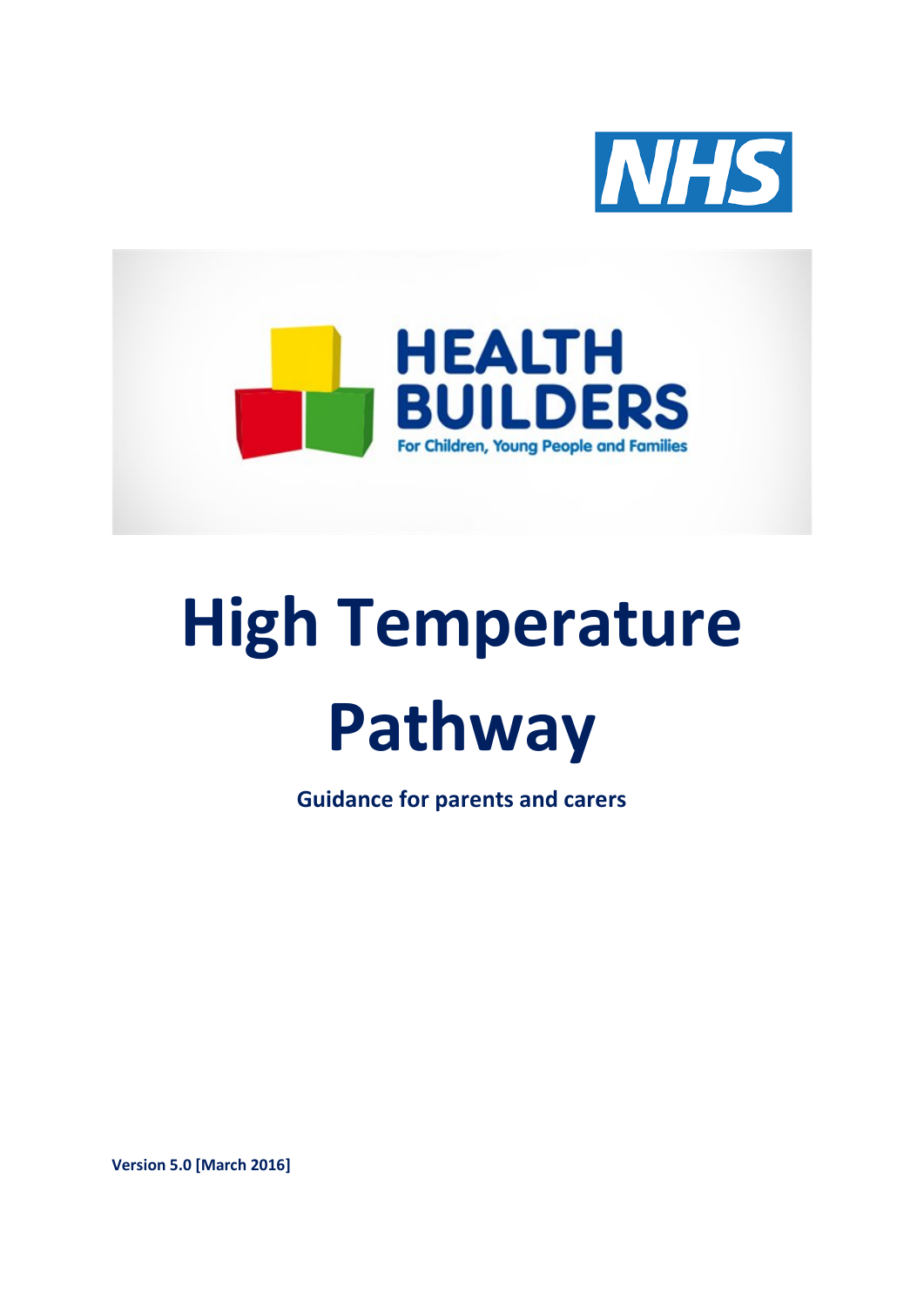NHS

HEALTH BUILDERS

For Children, Young People and Families

# High Temperature Pathway

**Guidance for parents and carers**

**Version 5.0 [March 2016]**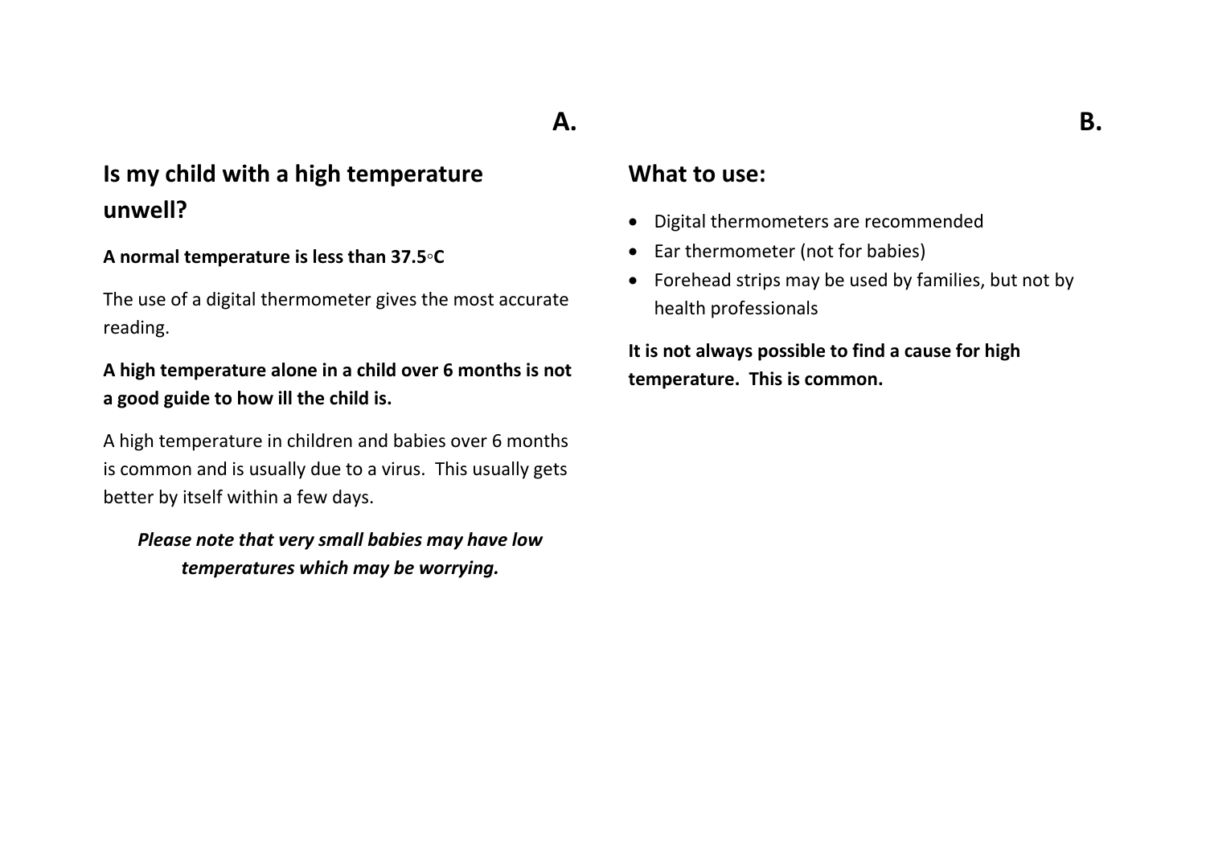## Is my child with a high temperature unwell?

**A normal temperature is less than 37.5◦C**

The use of a digital thermometer gives the most accurate reading.

**A high temperature alone in a child over 6 months is not a good guide to how ill the child is.**

A high temperature in children and babies over 6 months is common and is usually due to a virus. This usually gets better by itself within a few days.

***Please note that very small babies may have low temperatures which may be worrying.***

## What to use:

- Digital thermometers are recommended
- Ear thermometer (not for babies)
- Forehead strips may be used by families, but not by health professionals

**It is not always possible to find a cause for high temperature. This is common.**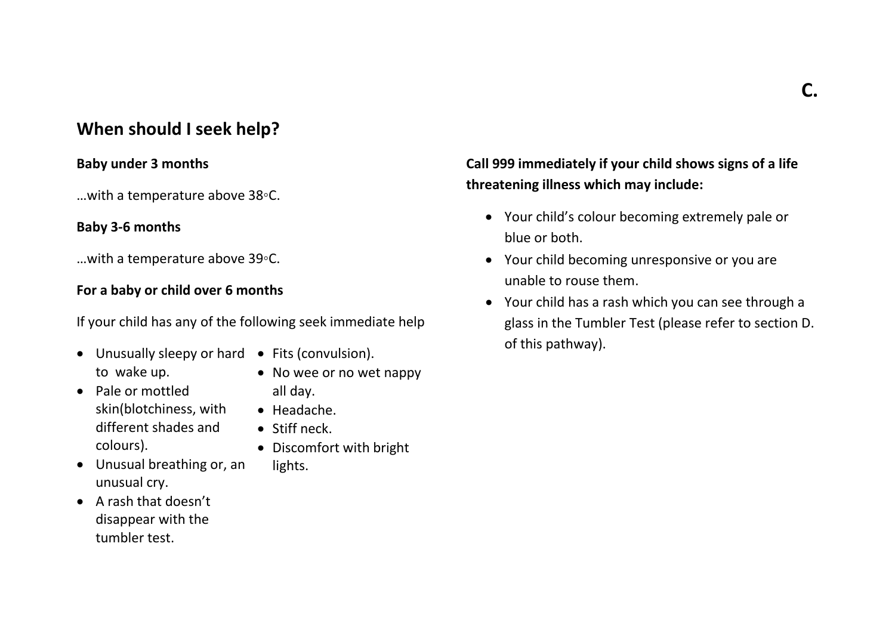C.

## When should I seek help?

**Baby under 3 months**

…with a temperature above 38◦C.

**Baby 3-6 months**

…with a temperature above 39◦C.

**For a baby or child over 6 months**

If your child has any of the following seek immediate help

- Unusually sleepy or hard to wake up.
- Pale or mottled skin(blotchiness, with different shades and colours).
- Unusual breathing or, an unusual cry.
- A rash that doesn't disappear with the tumbler test.
- Fits (convulsion).
- No wee or no wet nappy all day.
- Headache.
- Stiff neck.
- Discomfort with bright lights.

**Call 999 immediately if your child shows signs of a life threatening illness which may include:**

- Your child's colour becoming extremely pale or blue or both.
- Your child becoming unresponsive or you are unable to rouse them.
- Your child has a rash which you can see through a glass in the Tumbler Test (please refer to section D. of this pathway).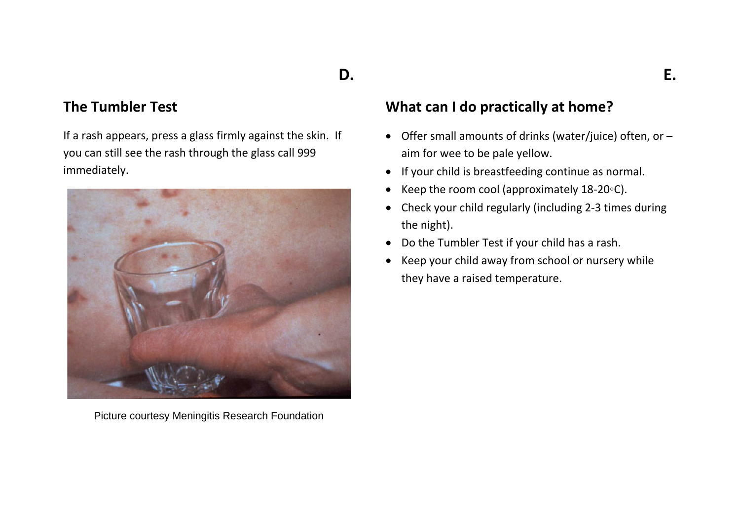D.

## The Tumbler Test

If a rash appears, press a glass firmly against the skin. If you can still see the rash through the glass call 999 immediately.

Picture courtesy Meningitis Research Foundation

E.

## What can I do practically at home?

- Offer small amounts of drinks (water/juice) often, or – aim for wee to be pale yellow.
- If your child is breastfeeding continue as normal.
- Keep the room cool (approximately 18-20◦C).
- Check your child regularly (including 2-3 times during the night).
- Do the Tumbler Test if your child has a rash.
- Keep your child away from school or nursery while they have a raised temperature.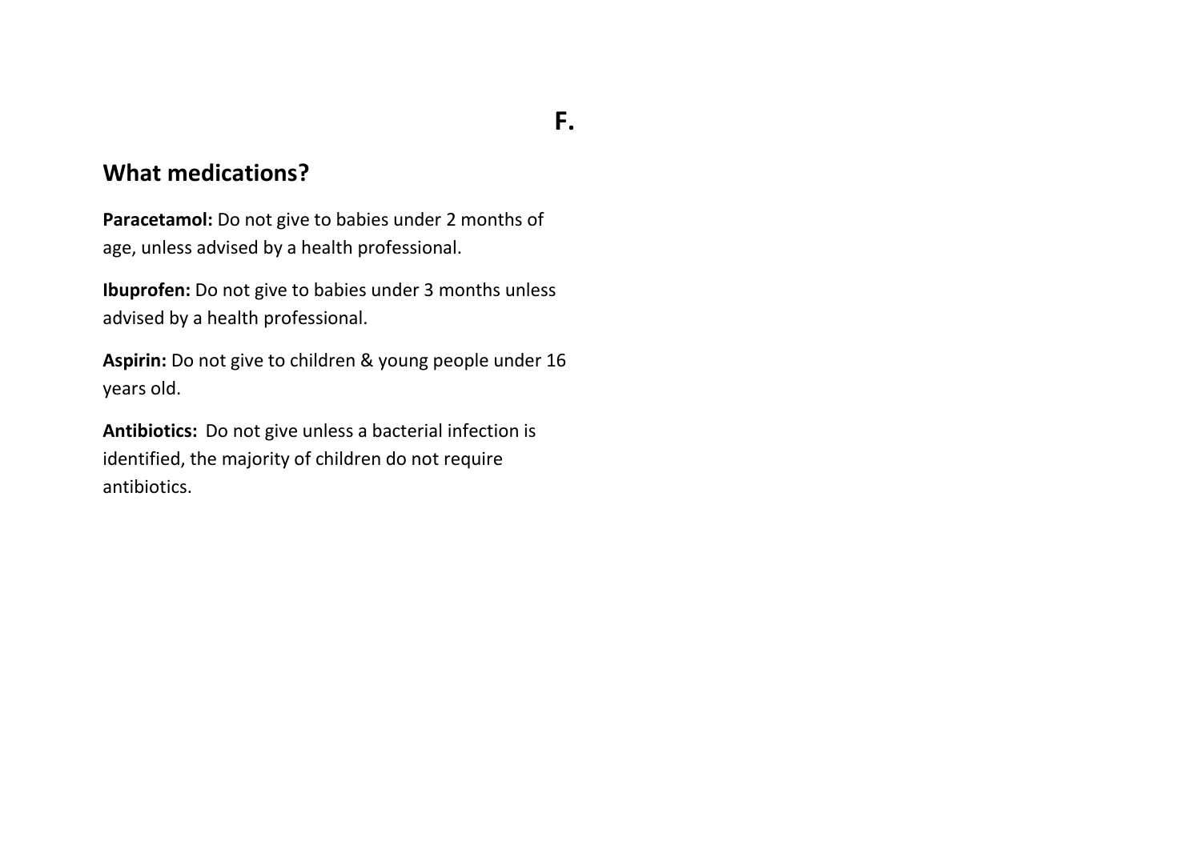**F.**

## What medications?

**Paracetamol:** Do not give to babies under 2 months of age, unless advised by a health professional.

**Ibuprofen:** Do not give to babies under 3 months unless advised by a health professional.

**Aspirin:** Do not give to children & young people under 16 years old.

**Antibiotics:** Do not give unless a bacterial infection is identified, the majority of children do not require antibiotics.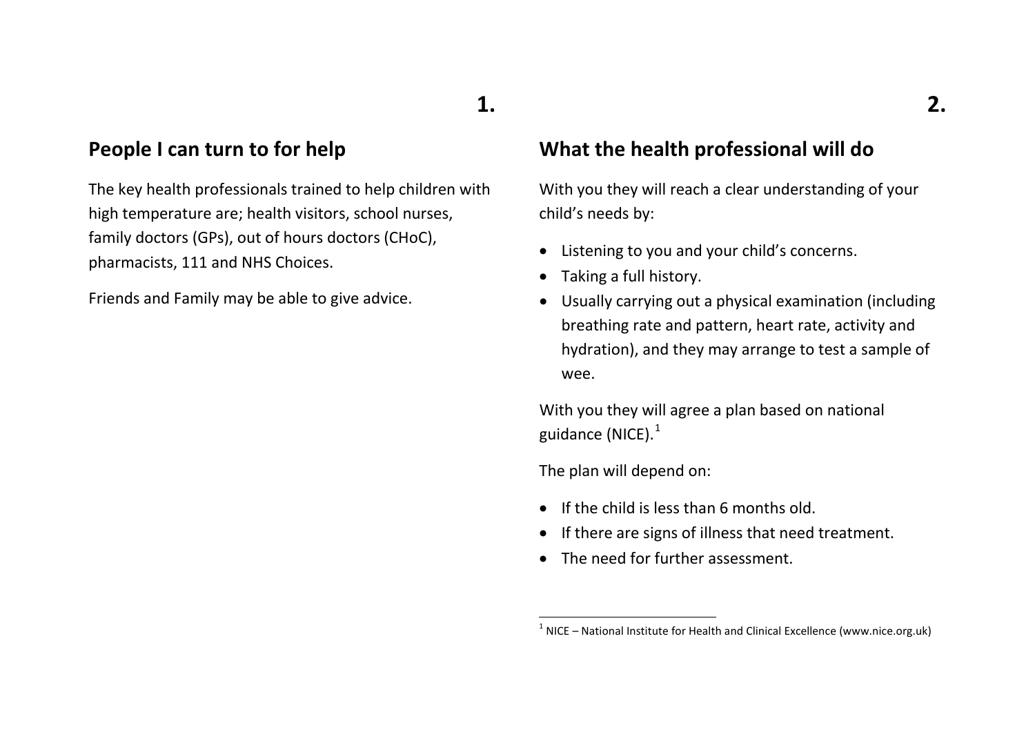## People I can turn to for help

The key health professionals trained to help children with high temperature are; health visitors, school nurses, family doctors (GPs), out of hours doctors (CHoC), pharmacists, 111 and NHS Choices.

Friends and Family may be able to give advice.

## What the health professional will do

With you they will reach a clear understanding of your child's needs by:

- Listening to you and your child's concerns.
- Taking a full history.
- Usually carrying out a physical examination (including breathing rate and pattern, heart rate, activity and hydration), and they may arrange to test a sample of wee.

With you they will agree a plan based on national guidance (NICE).[1]

The plan will depend on:

- If the child is less than 6 months old.
- If there are signs of illness that need treatment.
- The need for further assessment.

[1] NICE – National Institute for Health and Clinical Excellence (www.nice.org.uk)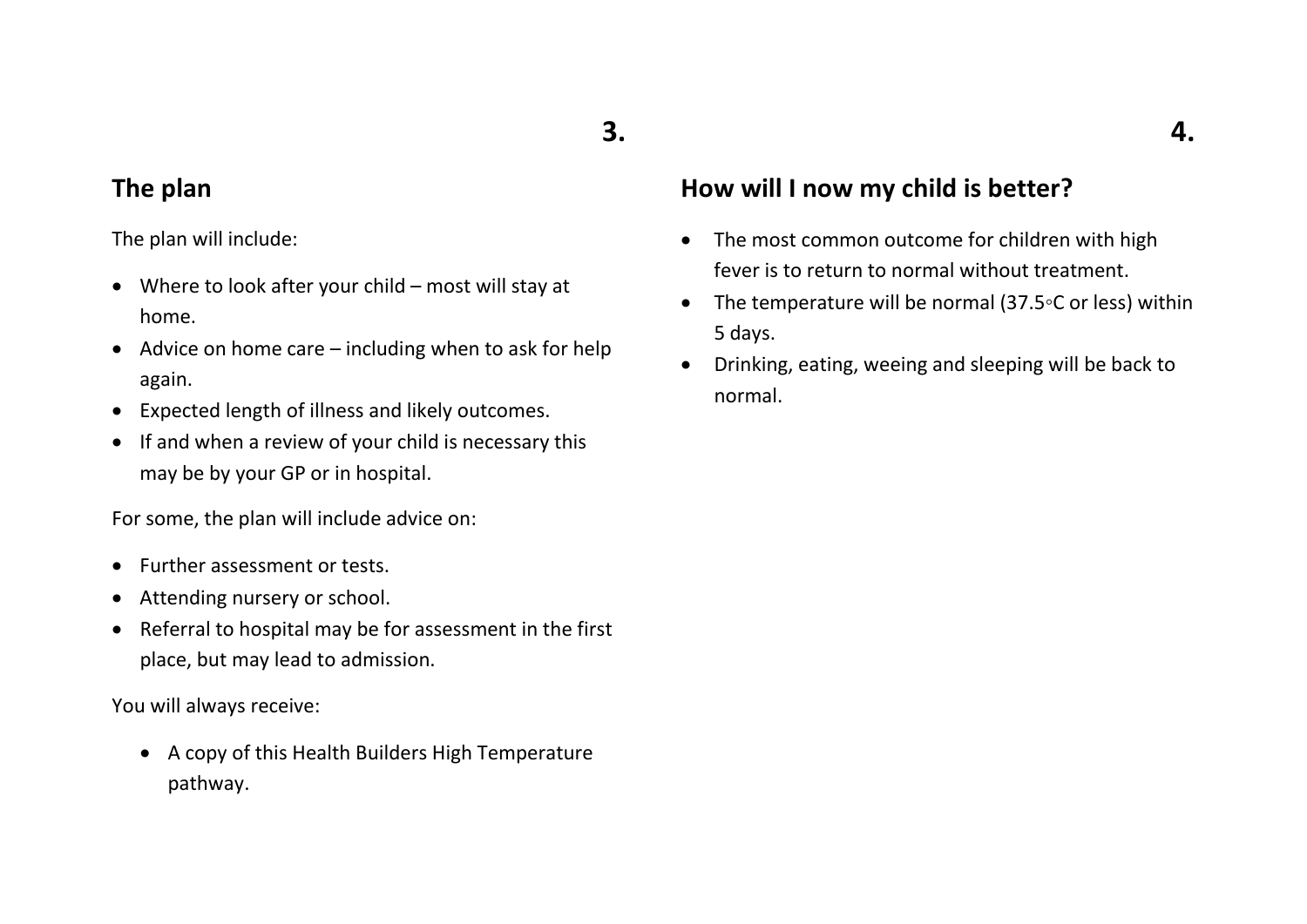## The plan

The plan will include:

- Where to look after your child – most will stay at home.
- Advice on home care – including when to ask for help again.
- Expected length of illness and likely outcomes.
- If and when a review of your child is necessary this may be by your GP or in hospital.

For some, the plan will include advice on:

- Further assessment or tests.
- Attending nursery or school.
- Referral to hospital may be for assessment in the first place, but may lead to admission.

You will always receive:

- A copy of this Health Builders High Temperature pathway.

## How will I now my child is better?

- The most common outcome for children with high fever is to return to normal without treatment.
- The temperature will be normal (37.5◦C or less) within 5 days.
- Drinking, eating, weeing and sleeping will be back to normal.